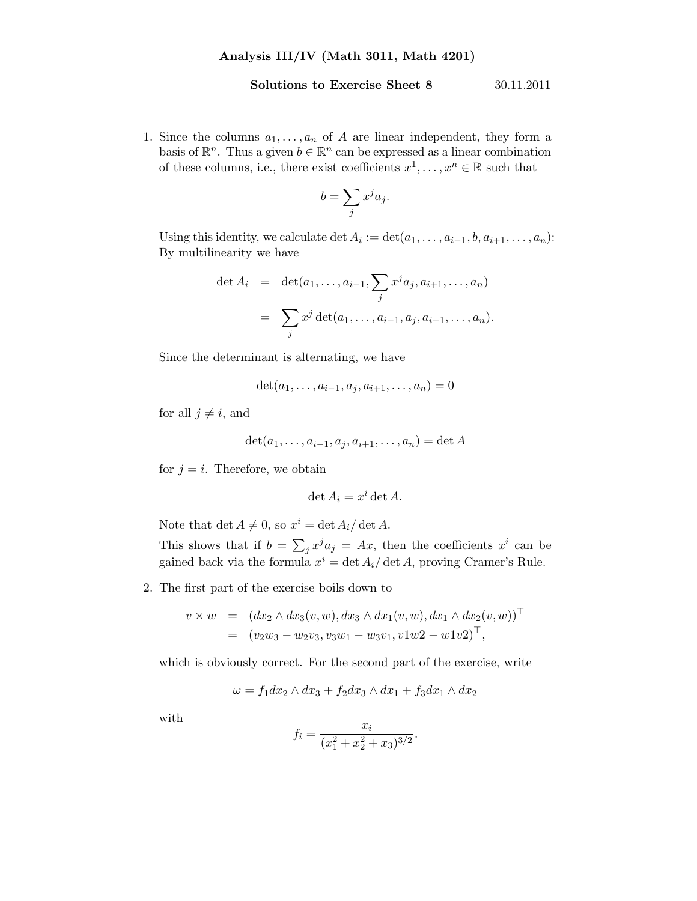# Analysis III/IV (Math 3011, Math 4201)

**Solutions to Exercise Sheet 8** 30.11.2011

1. Since the columns $a_1, \ldots, a_n$ of $A$ are linear independent, they form a basis of $\mathbb{R}^n$. Thus a given $b \in \mathbb{R}^n$ can be expressed as a linear combination of these columns, i.e., there exist coefficients $x^1, \ldots, x^n \in \mathbb{R}$ such that

$$b = \sum_j x^j a_j.$$

Using this identity, we calculate $\det A_i := \det(a_1, \ldots, a_{i-1}, b, a_{i+1}, \ldots, a_n)$: By multilinearity we have

$$\begin{aligned} \det A_i &= \det(a_1, \ldots, a_{i-1}, \sum_j x^j a_j, a_{i+1}, \ldots, a_n) \\ &= \sum_j x^j \det(a_1, \ldots, a_{i-1}, a_j, a_{i+1}, \ldots, a_n). \end{aligned}$$

Since the determinant is alternating, we have

$$\det(a_1, \ldots, a_{i-1}, a_j, a_{i+1}, \ldots, a_n) = 0$$

for all $j \neq i$, and

$$\det(a_1, \ldots, a_{i-1}, a_j, a_{i+1}, \ldots, a_n) = \det A$$

for $j = i$. Therefore, we obtain

$$\det A_i = x^i \det A.$$

Note that $\det A \neq 0$, so $x^i = \det A_i / \det A$.

This shows that if $b = \sum_j x^j a_j = Ax$, then the coefficients $x^i$ can be gained back via the formula $x^i = \det A_i / \det A$, proving Cramer's Rule.

2. The first part of the exercise boils down to

$$\begin{aligned} v \times w &= (dx_2 \wedge dx_3(v,w), dx_3 \wedge dx_1(v,w), dx_1 \wedge dx_2(v,w))^\top \\ &= (v_2 w_3 - w_2 v_3, v_3 w_1 - w_3 v_1, v1w2 - w1v2)^\top, \end{aligned}$$

which is obviously correct. For the second part of the exercise, write

$$\omega = f_1 dx_2 \wedge dx_3 + f_2 dx_3 \wedge dx_1 + f_3 dx_1 \wedge dx_2$$

with

$$f_i = \frac{x_i}{(x_1^2 + x_2^2 + x_3)^{3/2}}.$$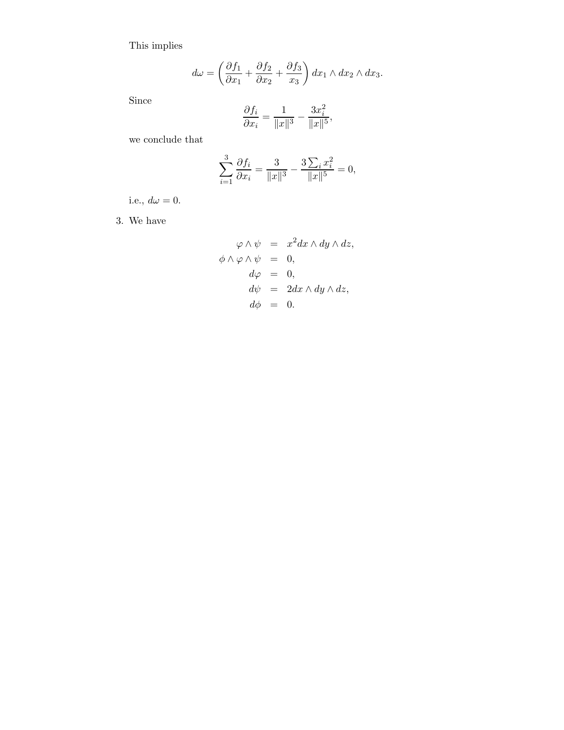This implies

$$d\omega = \left(\frac{\partial f_1}{\partial x_1} + \frac{\partial f_2}{\partial x_2} + \frac{\partial f_3}{x_3}\right) dx_1 \wedge dx_2 \wedge dx_3.$$

Since

$$\frac{\partial f_i}{\partial x_i} = \frac{1}{\|x\|^3} - \frac{3x_i^2}{\|x\|^5},$$

we conclude that

$$\sum_{i=1}^{3} \frac{\partial f_i}{\partial x_i} = \frac{3}{\|x\|^3} - \frac{3\sum_i x_i^2}{\|x\|^5} = 0,$$

i.e., $d\omega = 0$.

3. We have

$$\begin{aligned}
\varphi \wedge \psi &= x^2 dx \wedge dy \wedge dz, \\
\phi \wedge \varphi \wedge \psi &= 0, \\
d\varphi &= 0, \\
d\psi &= 2dx \wedge dy \wedge dz, \\
d\phi &= 0.
\end{aligned}$$